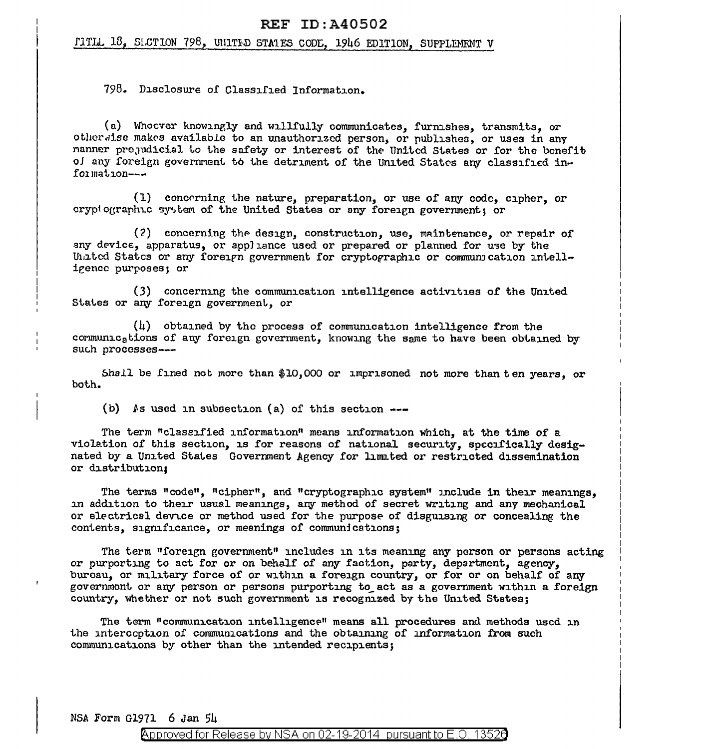TITLE 18, SECTION 798, UNITED STATES CODE, 1946 EDITION, SUPPLEMENT V

798. Disclosure of Classified Information.

(a) Whoever knowingly and willfully communicates, furnishes, transmits, or otherwise makes available to an unauthorized person, or publishes, or uses in any manner prejudicial to the safety or interest of the United States or for the benefit of any foreign government to the detriment of the United States any classified information---

(1) concerning the nature, preparation, or use of any code, cipher, or cryptographic system of the United States or any foreign government; or

(2) concerning the design, construction, use, maintenance, or repair of any device, apparatus, or appliance used or prepared or planned for use by the United States or any foreign government for cryptographic or communication intelligence purposes; or

(3) concerning the communication intelligence activities of the United States or any foreign government, or

(4) obtained by the process of communication intelligence from the communications of any foreign government, knowing the same to have been obtained by such processes---

Shall be fined not more than $10,000 or imprisoned not more than ten years, or both.

(b) As used in subsection (a) of this section ---

The term "classified information" means information which, at the time of a violation of this section, is for reasons of national security, specifically designated by a United States Government Agency for limited or restricted dissemination or distribution;

The terms "code", "cipher", and "cryptographic system" include in their meanings, in addition to their usual meanings, any method of secret writing and any mechanical or electrical device or method used for the purpose of disguising or concealing the contents, significance, or meanings of communications;

The term "foreign government" includes in its meaning any person or persons acting or purporting to act for or on behalf of any faction, party, department, agency, bureau, or military force of or within a foreign country, or for or on behalf of any government or any person or persons purporting to act as a government within a foreign country, whether or not such government is recognized by the United States;

The term "communication intelligence" means all procedures and methods used in the interception of communications and the obtaining of information from such communications by other than the intended recipients;

NSA Form G1971 6 Jan 54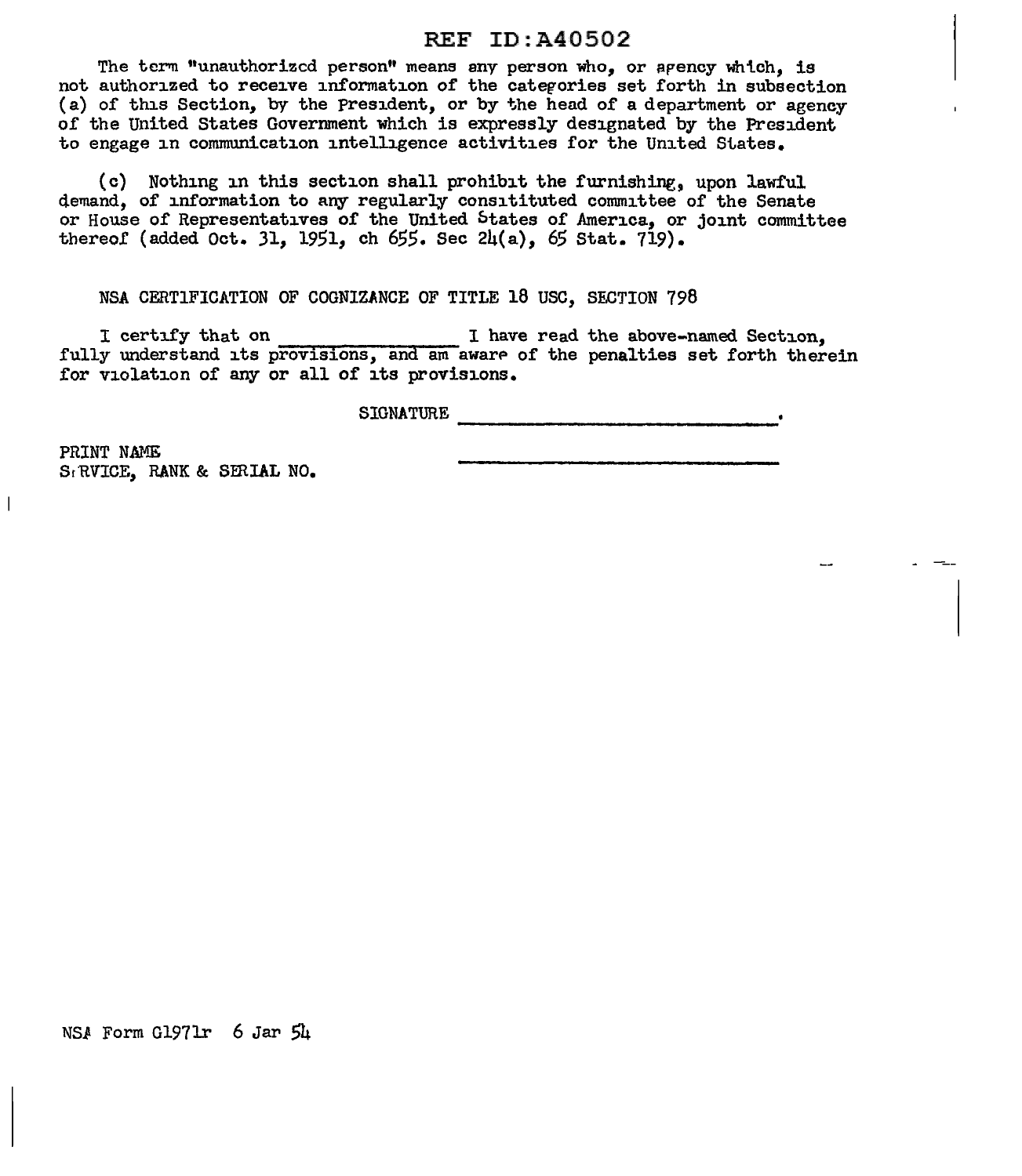REF ID:A40502

The term "unauthorized person" means any person who, or agency which, is not authorized to receive information of the categories set forth in subsection (a) of this Section, by the President, or by the head of a department or agency of the United States Government which is expressly designated by the President to engage in communication intelligence activities for the United States.

(c) Nothing in this section shall prohibit the furnishing, upon lawful demand, of information to any regularly consitituted committee of the Senate or House of Representatives of the United States of America, or joint committee thereof (added Oct. 31, 1951, ch 655. Sec 24(a), 65 Stat. 719).

NSA CERTIFICATION OF COGNIZANCE OF TITLE 18 USC, SECTION 798

I certify that on _______________ I have read the above-named Section, fully understand its provisions, and am aware of the penalties set forth therein for violation of any or all of its provisions.

SIGNATURE ______________________________.

PRINT NAME
SERVICE, RANK & SERIAL NO. ______________________________

NSA Form G1971r 6 Jan 54